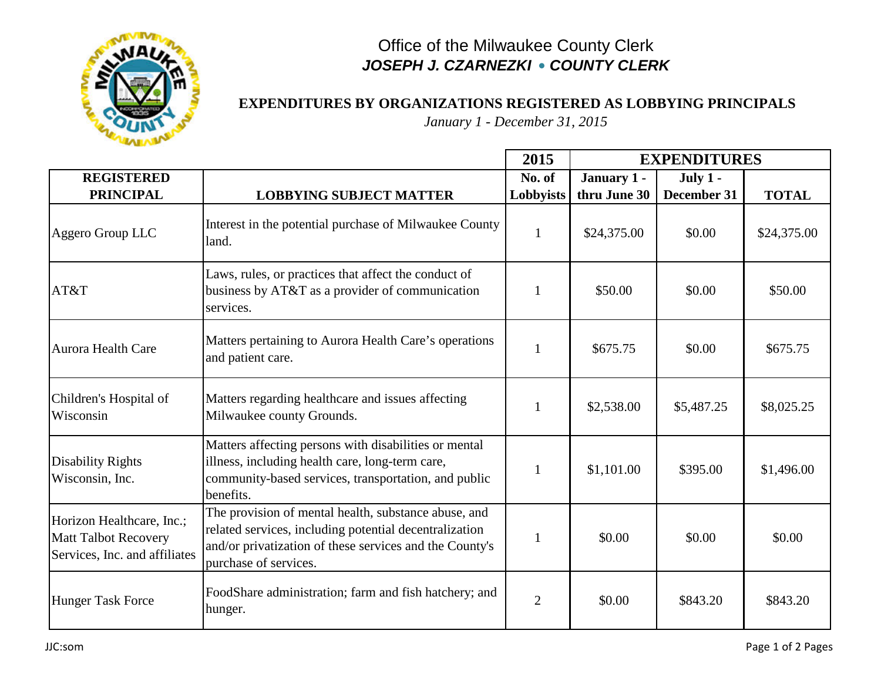# Office of the Milwaukee County Clerk

## *JOSEPH J. CZARNEZKI • COUNTY CLERK*

### EXPENDITURES BY ORGANIZATIONS REGISTERED AS LOBBYING PRINCIPALS

*January 1 - December 31, 2015*

| REGISTERED PRINCIPAL | LOBBYING SUBJECT MATTER | 2015 No. of Lobbyists | EXPENDITURES January 1 - thru June 30 | July 1 - December 31 | TOTAL |
|---|---|---|---|---|---|
| Aggero Group LLC | Interest in the potential purchase of Milwaukee County land. | 1 | $24,375.00 | $0.00 | $24,375.00 |
| AT&T | Laws, rules, or practices that affect the conduct of business by AT&T as a provider of communication services. | 1 | $50.00 | $0.00 | $50.00 |
| Aurora Health Care | Matters pertaining to Aurora Health Care's operations and patient care. | 1 | $675.75 | $0.00 | $675.75 |
| Children's Hospital of Wisconsin | Matters regarding healthcare and issues affecting Milwaukee county Grounds. | 1 | $2,538.00 | $5,487.25 | $8,025.25 |
| Disability Rights Wisconsin, Inc. | Matters affecting persons with disabilities or mental illness, including health care, long-term care, community-based services, transportation, and public benefits. | 1 | $1,101.00 | $395.00 | $1,496.00 |
| Horizon Healthcare, Inc.; Matt Talbot Recovery Services, Inc. and affiliates | The provision of mental health, substance abuse, and related services, including potential decentralization and/or privatization of these services and the County's purchase of services. | 1 | $0.00 | $0.00 | $0.00 |
| Hunger Task Force | FoodShare administration; farm and fish hatchery; and hunger. | 2 | $0.00 | $843.20 | $843.20 |

JJC:som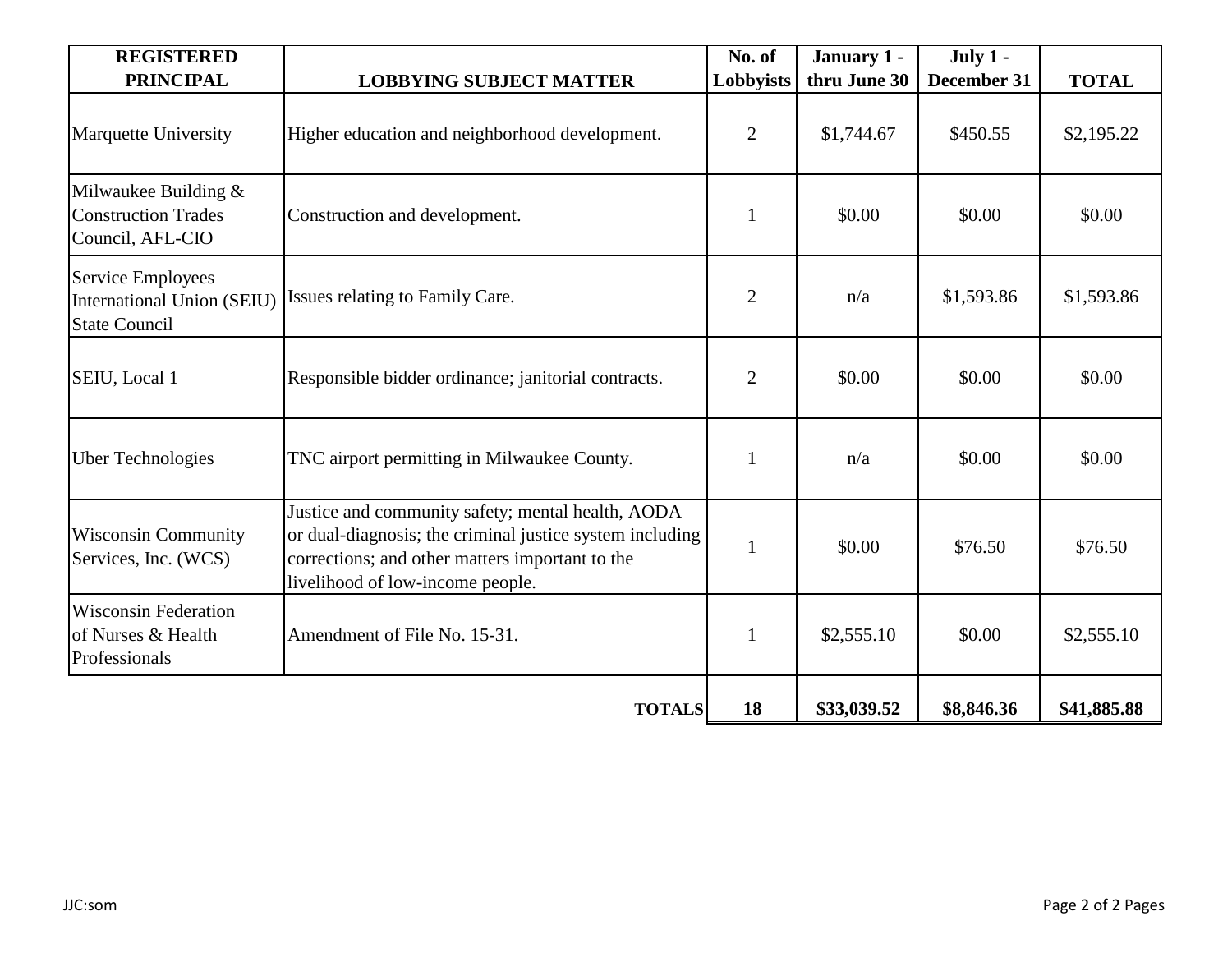| REGISTERED PRINCIPAL | LOBBYING SUBJECT MATTER | No. of Lobbyists | January 1 - thru June 30 | July 1 - December 31 | TOTAL |
|---|---|---|---|---|---|
| Marquette University | Higher education and neighborhood development. | 2 | $1,744.67 | $450.55 | $2,195.22 |
| Milwaukee Building & Construction Trades Council, AFL-CIO | Construction and development. | 1 | $0.00 | $0.00 | $0.00 |
| Service Employees International Union (SEIU) State Council | Issues relating to Family Care. | 2 | n/a | $1,593.86 | $1,593.86 |
| SEIU, Local 1 | Responsible bidder ordinance; janitorial contracts. | 2 | $0.00 | $0.00 | $0.00 |
| Uber Technologies | TNC airport permitting in Milwaukee County. | 1 | n/a | $0.00 | $0.00 |
| Wisconsin Community Services, Inc. (WCS) | Justice and community safety; mental health, AODA or dual-diagnosis; the criminal justice system including corrections; and other matters important to the livelihood of low-income people. | 1 | $0.00 | $76.50 | $76.50 |
| Wisconsin Federation of Nurses & Health Professionals | Amendment of File No. 15-31. | 1 | $2,555.10 | $0.00 | $2,555.10 |
| | **TOTALS** | **18** | **$33,039.52** | **$8,846.36** | **$41,885.88** |

JJC:som